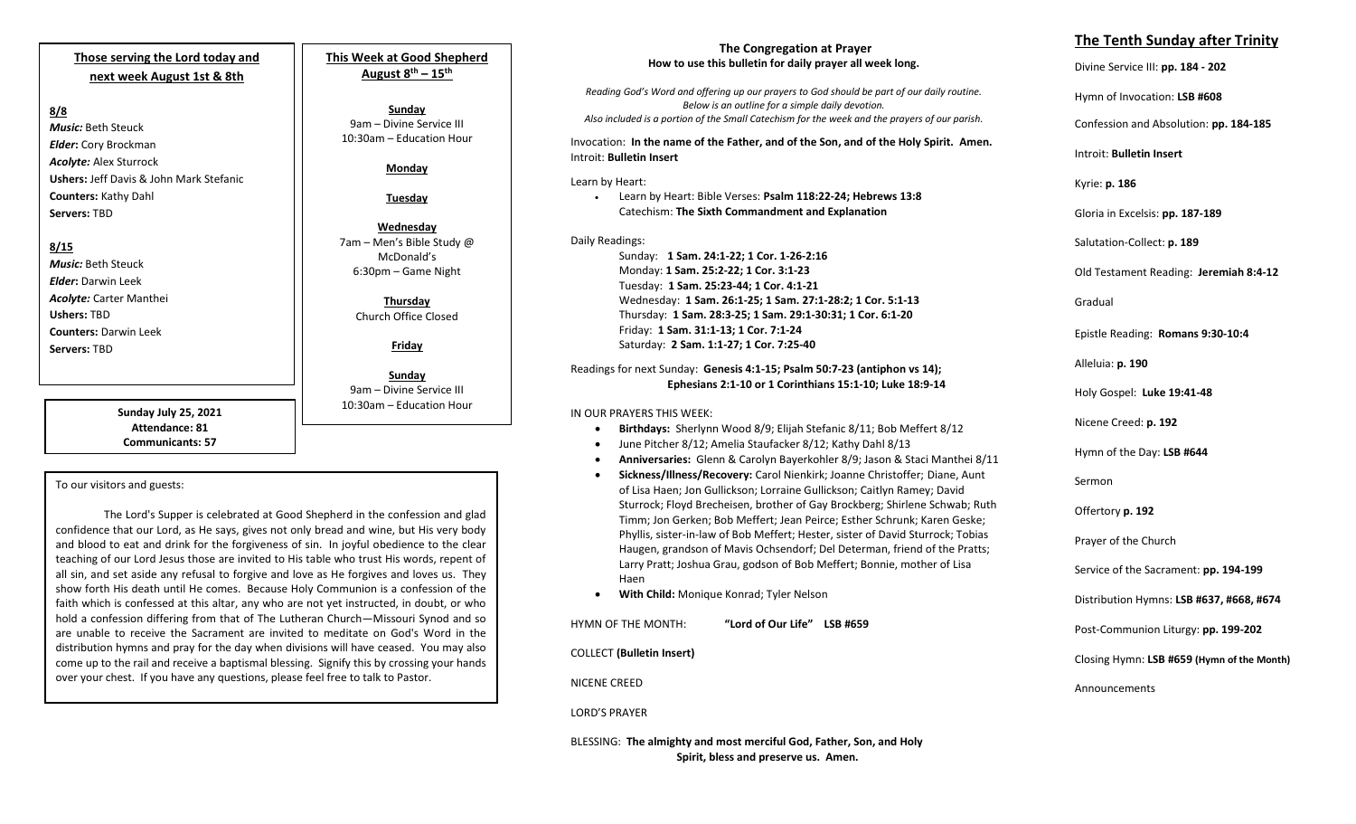## Those serving the Lord today and next week August 1st & 8th

**8/8**

***Music:*** Beth Steuck
***Elder*:** Cory Brockman
***Acolyte:*** Alex Sturrock
**Ushers:** Jeff Davis & John Mark Stefanic
**Counters:** Kathy Dahl
**Servers:** TBD

**8/15**

***Music:*** Beth Steuck
***Elder:*** Darwin Leek
***Acolyte:*** Carter Manthei
**Ushers:** TBD
**Counters:** Darwin Leek
**Servers:** TBD

**Sunday July 25, 2021**
**Attendance: 81**
**Communicants: 57**

## This Week at Good Shepherd August 8th – 15th

**Sunday**
9am – Divine Service III
10:30am – Education Hour

**Monday**

**Tuesday**

**Wednesday**
7am – Men's Bible Study @ McDonald's
6:30pm – Game Night

**Thursday**
Church Office Closed

**Friday**

**Sunday**
9am – Divine Service III
10:30am – Education Hour

To our visitors and guests:

The Lord's Supper is celebrated at Good Shepherd in the confession and glad confidence that our Lord, as He says, gives not only bread and wine, but His very body and blood to eat and drink for the forgiveness of sin. In joyful obedience to the clear teaching of our Lord Jesus those are invited to His table who trust His words, repent of all sin, and set aside any refusal to forgive and love as He forgives and loves us. They show forth His death until He comes. Because Holy Communion is a confession of the faith which is confessed at this altar, any who are not yet instructed, in doubt, or who hold a confession differing from that of The Lutheran Church—Missouri Synod and so are unable to receive the Sacrament are invited to meditate on God's Word in the distribution hymns and pray for the day when divisions will have ceased. You may also come up to the rail and receive a baptismal blessing. Signify this by crossing your hands over your chest. If you have any questions, please feel free to talk to Pastor.

## The Congregation at Prayer
**How to use this bulletin for daily prayer all week long.**

*Reading God's Word and offering up our prayers to God should be part of our daily routine. Below is an outline for a simple daily devotion. Also included is a portion of the Small Catechism for the week and the prayers of our parish.*

Invocation: **In the name of the Father, and of the Son, and of the Holy Spirit. Amen.**
Introit: **Bulletin Insert**

Learn by Heart:
- Learn by Heart: Bible Verses: **Psalm 118:22-24; Hebrews 13:8**
  Catechism: **The Sixth Commandment and Explanation**

Daily Readings:
Sunday: **1 Sam. 24:1-22; 1 Cor. 1-26-2:16**
Monday: **1 Sam. 25:2-22; 1 Cor. 3:1-23**
Tuesday: **1 Sam. 25:23-44; 1 Cor. 4:1-21**
Wednesday: **1 Sam. 26:1-25; 1 Sam. 27:1-28:2; 1 Cor. 5:1-13**
Thursday: **1 Sam. 28:3-25; 1 Sam. 29:1-30:31; 1 Cor. 6:1-20**
Friday: **1 Sam. 31:1-13; 1 Cor. 7:1-24**
Saturday: **2 Sam. 1:1-27; 1 Cor. 7:25-40**

Readings for next Sunday: **Genesis 4:1-15; Psalm 50:7-23 (antiphon vs 14); Ephesians 2:1-10 or 1 Corinthians 15:1-10; Luke 18:9-14**

IN OUR PRAYERS THIS WEEK:
- **Birthdays:** Sherlynn Wood 8/9; Elijah Stefanic 8/11; Bob Meffert 8/12
- June Pitcher 8/12; Amelia Staufacker 8/12; Kathy Dahl 8/13
- **Anniversaries:** Glenn & Carolyn Bayerkohler 8/9; Jason & Staci Manthei 8/11
- **Sickness/Illness/Recovery:** Carol Nienkirk; Joanne Christoffer; Diane, Aunt of Lisa Haen; Jon Gullickson; Lorraine Gullickson; Caitlyn Ramey; David Sturrock; Floyd Brecheisen, brother of Gay Brockberg; Shirlene Schwab; Ruth Timm; Jon Gerken; Bob Meffert; Jean Peirce; Esther Schrunk; Karen Geske; Phyllis, sister-in-law of Bob Meffert; Hester, sister of David Sturrock; Tobias Haugen, grandson of Mavis Ochsendorf; Del Determan, friend of the Pratts; Larry Pratt; Joshua Grau, godson of Bob Meffert; Bonnie, mother of Lisa Haen
- **With Child:** Monique Konrad; Tyler Nelson

HYMN OF THE MONTH: **"Lord of Our Life" LSB #659**

COLLECT **(Bulletin Insert)**

NICENE CREED

LORD'S PRAYER

BLESSING: **The almighty and most merciful God, Father, Son, and Holy Spirit, bless and preserve us. Amen.**

## The Tenth Sunday after Trinity

Divine Service III: **pp. 184 - 202**

Hymn of Invocation: **LSB #608**

Confession and Absolution: **pp. 184-185**

Introit: **Bulletin Insert**

Kyrie: **p. 186**

Gloria in Excelsis: **pp. 187-189**

Salutation-Collect: **p. 189**

Old Testament Reading: **Jeremiah 8:4-12**

Gradual

Epistle Reading: **Romans 9:30-10:4**

Alleluia: **p. 190**

Holy Gospel: **Luke 19:41-48**

Nicene Creed: **p. 192**

Hymn of the Day: **LSB #644**

Sermon

Offertory **p. 192**

Prayer of the Church

Service of the Sacrament: **pp. 194-199**

Distribution Hymns: **LSB #637, #668, #674**

Post-Communion Liturgy: **pp. 199-202**

Closing Hymn: **LSB #659 (Hymn of the Month)**

Announcements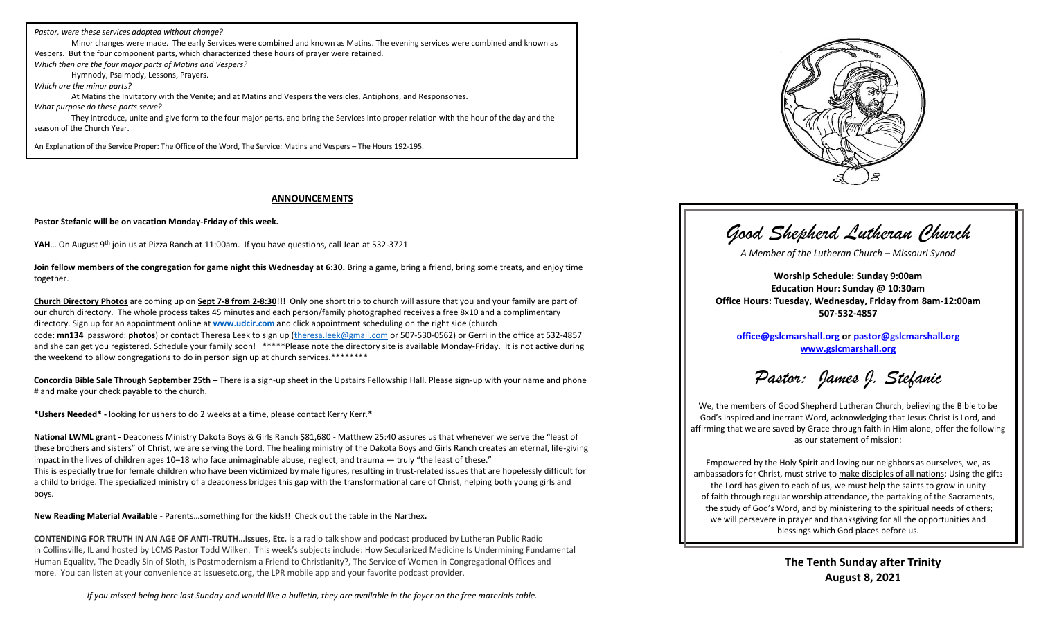*Pastor, were these services adopted without change?*

Minor changes were made. The early Services were combined and known as Matins. The evening services were combined and known as Vespers. But the four component parts, which characterized these hours of prayer were retained.

*Which then are the four major parts of Matins and Vespers?*

Hymnody, Psalmody, Lessons, Prayers.

*Which are the minor parts?*

At Matins the Invitatory with the Venite; and at Matins and Vespers the versicles, Antiphons, and Responsories.

*What purpose do these parts serve?*

They introduce, unite and give form to the four major parts, and bring the Services into proper relation with the hour of the day and the season of the Church Year.

An Explanation of the Service Proper: The Office of the Word, The Service: Matins and Vespers – The Hours 192-195.

## ANNOUNCEMENTS

**Pastor Stefanic will be on vacation Monday-Friday of this week.**

**YAH**… On August 9th join us at Pizza Ranch at 11:00am. If you have questions, call Jean at 532-3721

**Join fellow members of the congregation for game night this Wednesday at 6:30.** Bring a game, bring a friend, bring some treats, and enjoy time together.

**Church Directory Photos** are coming up on **Sept 7-8 from 2-8:30**!!! Only one short trip to church will assure that you and your family are part of our church directory. The whole process takes 45 minutes and each person/family photographed receives a free 8x10 and a complimentary directory. Sign up for an appointment online at **www.udcir.com** and click appointment scheduling on the right side (church code: **mn134** password: **photos**) or contact Theresa Leek to sign up (theresa.leek@gmail.com or 507-530-0562) or Gerri in the office at 532-4857 and she can get you registered. Schedule your family soon! \*\*\*\*\*Please note the directory site is available Monday-Friday. It is not active during the weekend to allow congregations to do in person sign up at church services.\*\*\*\*\*\*\*\*

**Concordia Bible Sale Through September 25th –** There is a sign-up sheet in the Upstairs Fellowship Hall. Please sign-up with your name and phone # and make your check payable to the church.

**\*Ushers Needed\* -** looking for ushers to do 2 weeks at a time, please contact Kerry Kerr.\*

**National LWML grant -** Deaconess Ministry Dakota Boys & Girls Ranch $81,680 - Matthew 25:40 assures us that whenever we serve the "least of these brothers and sisters" of Christ, we are serving the Lord. The healing ministry of the Dakota Boys and Girls Ranch creates an eternal, life-giving impact in the lives of children ages 10–18 who face unimaginable abuse, neglect, and trauma — truly "the least of these."
This is especially true for female children who have been victimized by male figures, resulting in trust-related issues that are hopelessly difficult for a child to bridge. The specialized ministry of a deaconess bridges this gap with the transformational care of Christ, helping both young girls and boys.

**New Reading Material Available** - Parents…something for the kids!! Check out the table in the Narthex**.**

**CONTENDING FOR TRUTH IN AN AGE OF ANTI-TRUTH…Issues, Etc.** is a radio talk show and podcast produced by Lutheran Public Radio in Collinsville, IL and hosted by LCMS Pastor Todd Wilken. This week's subjects include: How Secularized Medicine Is Undermining Fundamental Human Equality, The Deadly Sin of Sloth, Is Postmodernism a Friend to Christianity?, The Service of Women in Congregational Offices and more. You can listen at your convenience at issuesetc.org, the LPR mobile app and your favorite podcast provider.

*If you missed being here last Sunday and would like a bulletin, they are available in the foyer on the free materials table.*

# *Good Shepherd Lutheran Church*

*A Member of the Lutheran Church – Missouri Synod*

**Worship Schedule: Sunday 9:00am**
**Education Hour: Sunday @ 10:30am**
**Office Hours: Tuesday, Wednesday, Friday from 8am-12:00am**
**507-532-4857**

**office@gslcmarshall.org or pastor@gslcmarshall.org**
**www.gslcmarshall.org**

## *Pastor: James J. Stefanic*

We, the members of Good Shepherd Lutheran Church, believing the Bible to be God's inspired and inerrant Word, acknowledging that Jesus Christ is Lord, and affirming that we are saved by Grace through faith in Him alone, offer the following as our statement of mission:

Empowered by the Holy Spirit and loving our neighbors as ourselves, we, as ambassadors for Christ, must strive to make disciples of all nations; Using the gifts the Lord has given to each of us, we must help the saints to grow in unity of faith through regular worship attendance, the partaking of the Sacraments, the study of God's Word, and by ministering to the spiritual needs of others; we will persevere in prayer and thanksgiving for all the opportunities and blessings which God places before us.

**The Tenth Sunday after Trinity**
**August 8, 2021**